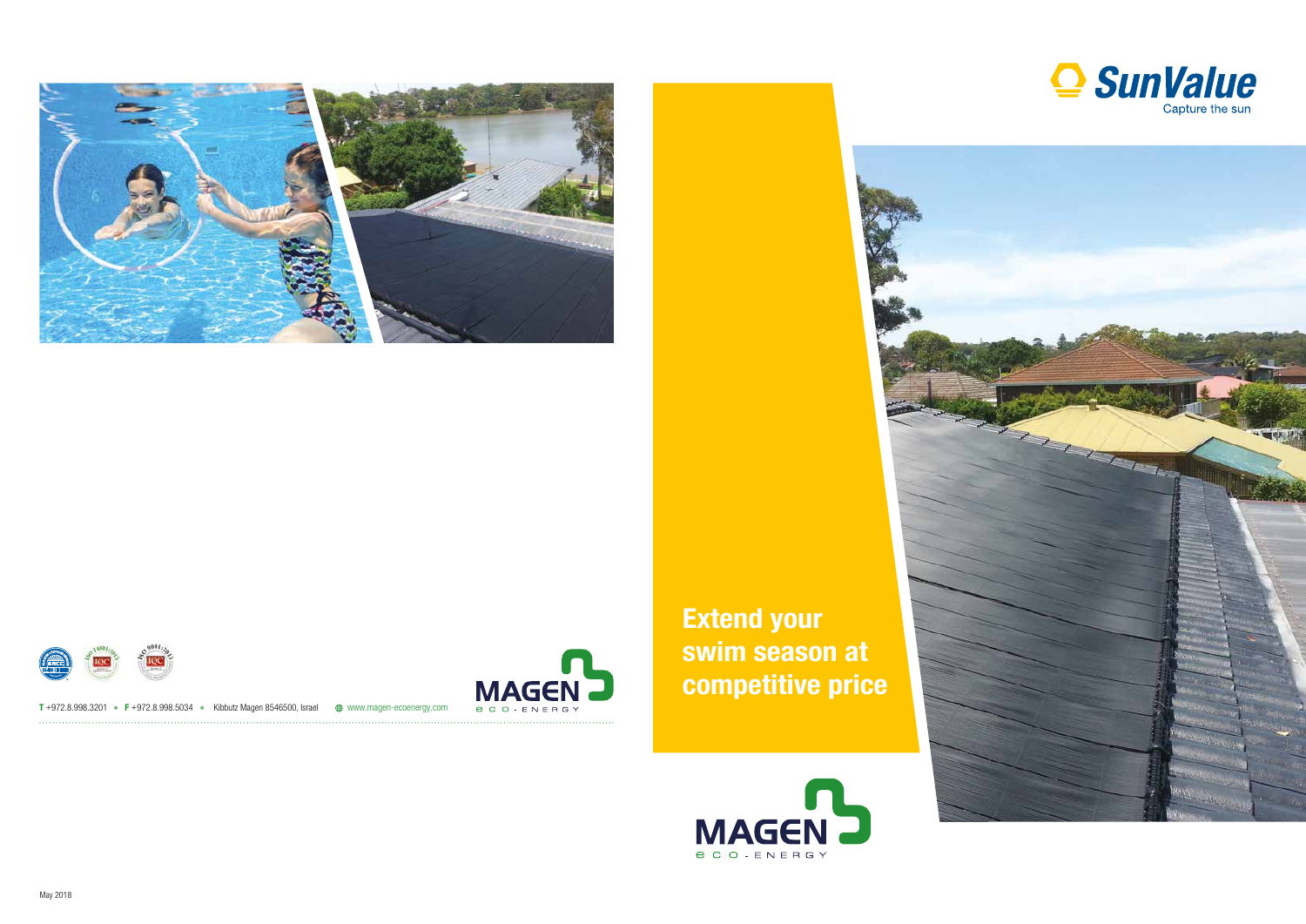SunValue

Capture the sun

# Extend your swim season at competitive price

MAGEN eco-energy

T +972.8.998.3201 • F +972.8.998.5034 • Kibbutz Magen 8546500, Israel • www.magen-ecoenergy.com

MAGEN eco-energy

May 2018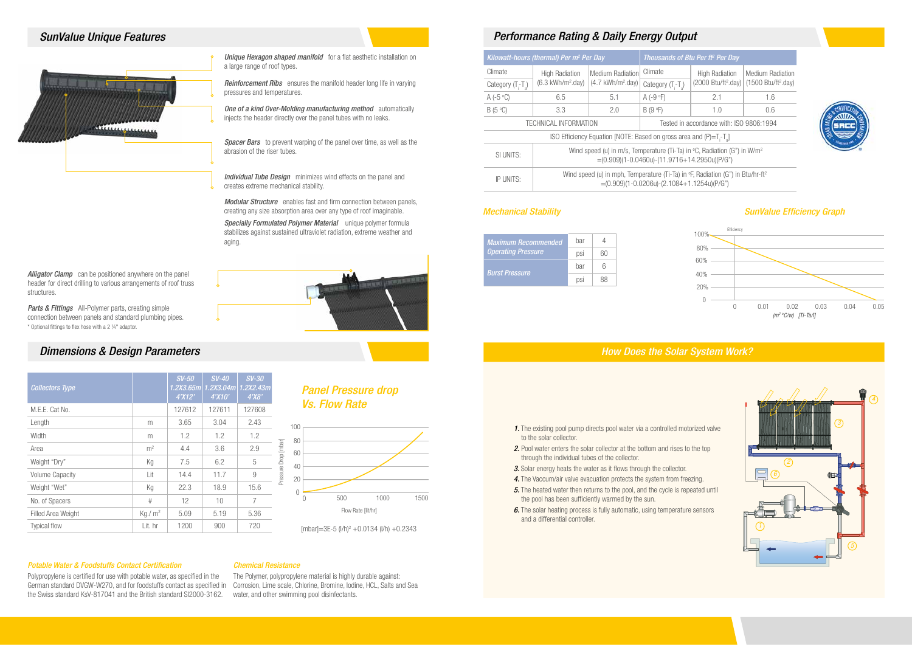## SunValue Unique Features

***Unique Hexagon shaped manifold*** for a flat aesthetic installation on a large range of roof types.

***Reinforcement Ribs*** ensures the manifold header long life in varying pressures and temperatures.

***One of a kind Over-Molding manufacturing method*** automatically injects the header directly over the panel tubes with no leaks.

***Spacer Bars*** to prevent warping of the panel over time, as well as the abrasion of the riser tubes.

***Individual Tube Design*** minimizes wind effects on the panel and creates extreme mechanical stability.

***Modular Structure*** enables fast and firm connection between panels, creating any size absorption area over any type of roof imaginable.

***Specially Formulated Polymer Material*** unique polymer formula stabilizes against sustained ultraviolet radiation, extreme weather and aging.

***Alligator Clamp*** can be positioned anywhere on the panel header for direct drilling to various arrangements of roof truss structures.

***Parts & Fittings*** All-Polymer parts, creating simple connection between panels and standard plumbing pipes.
\* Optional fittings to flex hose with a 2 ¼" adaptor.

## Performance Rating & Daily Energy Output

| *Kilowatt-hours (thermal) Per m² Per Day* | | | *Thousands of Btu Per ft² Per Day* | | |
|---|---|---|---|---|---|
| Climate Category ($T_i$-$T_a$) | High Radiation (6.3 kWh/m².day) | Medium Radiation (4.7 kWh/m².day) | Climate Category ($T_i$-$T_a$) | High Radiation (2000 Btu/ft².day) | Medium Radiation (1500 Btu/ft².day) |
| A (-5 °C) | 6.5 | 5.1 | A (-9 °F) | 2.1 | 1.6 |
| B (5 °C) | 3.3 | 2.0 | B (9 °F) | 1.0 | 0.6 |
| TECHNICAL INFORMATION | | | Tested in accordance with: ISO 9806:1994 | | |
| ISO Efficiency Equation [NOTE: Based on gross area and (P)=$T_i$-$T_a$] | | | | | |
| SI UNITS: | Wind speed (u) in m/s, Temperature (Ti-Ta) in °C, Radiation (G") in W/m² =(0.909)(1-0.0460u)-(11.9716+14.2950u)(P/G") | | | | |
| IP UNITS: | Wind speed (u) in mph, Temperature (Ti-Ta) in °F, Radiation (G") in Btu/hr-ft² =(0.909)(1-0.0206u)-(2.1084+1.1254u)(P/G") | | | | |

### Mechanical Stability

| | | |
|---|---|---|
| *Maximum Recommended Operating Pressure* | bar | 4 |
| | psi | 60 |
| *Burst Pressure* | bar | 6 |
| | psi | 88 |

### SunValue Efficiency Graph

Efficiency
100%
80%
60%
40%
20%
0
0 0.01 0.02 0.03 0.04 0.05
(m² °C/w) [Ti-Ta/I]

## Dimensions & Design Parameters

| *Collectors Type* | | *SV-50 1.2X3.65m 4'X12'* | *SV-40 1.2X3.04m 4'X10'* | *SV-30 1.2X2.43m 4'X8'* |
|---|---|---|---|---|
| M.E.E. Cat No. | | 127612 | 127611 | 127608 |
| Length | m | 3.65 | 3.04 | 2.43 |
| Width | m | 1.2 | 1.2 | 1.2 |
| Area | m² | 4.4 | 3.6 | 2.9 |
| Weight "Dry" | Kg | 7.5 | 6.2 | 5 |
| Volume Capacity | Lit | 14.4 | 11.7 | 9 |
| Weight "Wet" | Kg | 22.3 | 18.9 | 15.6 |
| No. of Spacers | # | 12 | 10 | 7 |
| Filled Area Weight | Kg./ m² | 5.09 | 5.19 | 5.36 |
| Typical flow | Lit. hr | 1200 | 900 | 720 |

### Panel Pressure drop Vs. Flow Rate

Pressure Drop [mbar]
100
80
60
40
20
0
0 500 1000 1500
Flow Rate [lit/hr]

[mbar]=3E-5 (l/h)² +0.0134 (l/h) +0.2343

### Potable Water & Foodstuffs Contact Certification

Polypropylene is certified for use with potable water, as specified in the German standard DVGW-W270, and for foodstuffs contact as specified in the Swiss standard KsV-817041 and the British standard SI2000-3162.

### Chemical Resistance

The Polymer, polypropylene material is highly durable against: Corrosion, Lime scale, Chlorine, Bromine, Iodine, HCL, Salts and Sea water, and other swimming pool disinfectants.

## How Does the Solar System Work?

1. The existing pool pump directs pool water via a controlled motorized valve to the solar collector.
2. Pool water enters the solar collector at the bottom and rises to the top through the individual tubes of the collector.
3. Solar energy heats the water as it flows through the collector.
4. The Vaccum/air valve evacuation protects the system from freezing.
5. The heated water then returns to the pool, and the cycle is repeated until the pool has been sufficiently warmed by the sun.
6. The solar heating process is fully automatic, using temperature sensors and a differential controller.